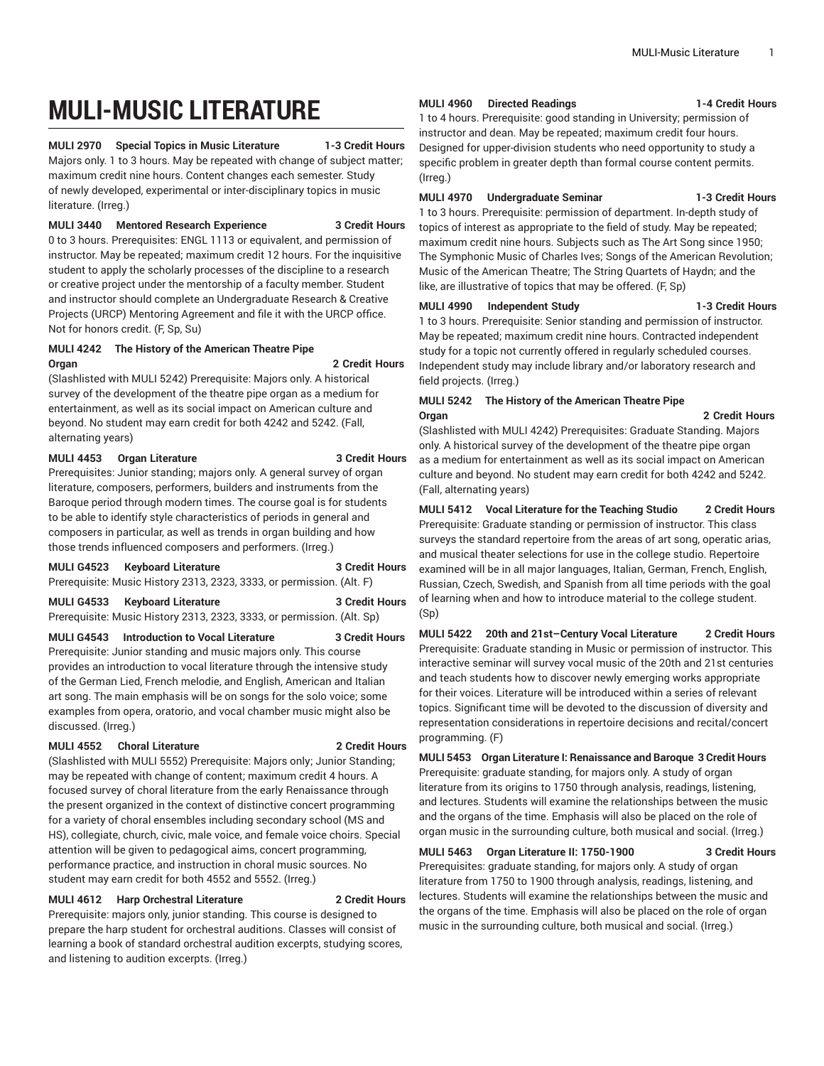# MULI-MUSIC LITERATURE

**MULI 2970 Special Topics in Music Literature 1-3 Credit Hours**
Majors only. 1 to 3 hours. May be repeated with change of subject matter; maximum credit nine hours. Content changes each semester. Study of newly developed, experimental or inter-disciplinary topics in music literature. (Irreg.)

**MULI 3440 Mentored Research Experience 3 Credit Hours**
0 to 3 hours. Prerequisites: ENGL 1113 or equivalent, and permission of instructor. May be repeated; maximum credit 12 hours. For the inquisitive student to apply the scholarly processes of the discipline to a research or creative project under the mentorship of a faculty member. Student and instructor should complete an Undergraduate Research & Creative Projects (URCP) Mentoring Agreement and file it with the URCP office. Not for honors credit. (F, Sp, Su)

**MULI 4242 The History of the American Theatre Pipe Organ 2 Credit Hours**
(Slashlisted with MULI 5242) Prerequisite: Majors only. A historical survey of the development of the theatre pipe organ as a medium for entertainment, as well as its social impact on American culture and beyond. No student may earn credit for both 4242 and 5242. (Fall, alternating years)

**MULI 4453 Organ Literature 3 Credit Hours**
Prerequisites: Junior standing; majors only. A general survey of organ literature, composers, performers, builders and instruments from the Baroque period through modern times. The course goal is for students to be able to identify style characteristics of periods in general and composers in particular, as well as trends in organ building and how those trends influenced composers and performers. (Irreg.)

**MULI G4523 Keyboard Literature 3 Credit Hours**
Prerequisite: Music History 2313, 2323, 3333, or permission. (Alt. F)

**MULI G4533 Keyboard Literature 3 Credit Hours**
Prerequisite: Music History 2313, 2323, 3333, or permission. (Alt. Sp)

**MULI G4543 Introduction to Vocal Literature 3 Credit Hours**
Prerequisite: Junior standing and music majors only. This course provides an introduction to vocal literature through the intensive study of the German Lied, French melodie, and English, American and Italian art song. The main emphasis will be on songs for the solo voice; some examples from opera, oratorio, and vocal chamber music might also be discussed. (Irreg.)

**MULI 4552 Choral Literature 2 Credit Hours**
(Slashlisted with MULI 5552) Prerequisite: Majors only; Junior Standing; may be repeated with change of content; maximum credit 4 hours. A focused survey of choral literature from the early Renaissance through the present organized in the context of distinctive concert programming for a variety of choral ensembles including secondary school (MS and HS), collegiate, church, civic, male voice, and female voice choirs. Special attention will be given to pedagogical aims, concert programming, performance practice, and instruction in choral music sources. No student may earn credit for both 4552 and 5552. (Irreg.)

**MULI 4612 Harp Orchestral Literature 2 Credit Hours**
Prerequisite: majors only, junior standing. This course is designed to prepare the harp student for orchestral auditions. Classes will consist of learning a book of standard orchestral audition excerpts, studying scores, and listening to audition excerpts. (Irreg.)

**MULI 4960 Directed Readings 1-4 Credit Hours**
1 to 4 hours. Prerequisite: good standing in University; permission of instructor and dean. May be repeated; maximum credit four hours. Designed for upper-division students who need opportunity to study a specific problem in greater depth than formal course content permits. (Irreg.)

**MULI 4970 Undergraduate Seminar 1-3 Credit Hours**
1 to 3 hours. Prerequisite: permission of department. In-depth study of topics of interest as appropriate to the field of study. May be repeated; maximum credit nine hours. Subjects such as The Art Song since 1950; The Symphonic Music of Charles Ives; Songs of the American Revolution; Music of the American Theatre; The String Quartets of Haydn; and the like, are illustrative of topics that may be offered. (F, Sp)

**MULI 4990 Independent Study 1-3 Credit Hours**
1 to 3 hours. Prerequisite: Senior standing and permission of instructor. May be repeated; maximum credit nine hours. Contracted independent study for a topic not currently offered in regularly scheduled courses. Independent study may include library and/or laboratory research and field projects. (Irreg.)

**MULI 5242 The History of the American Theatre Pipe Organ 2 Credit Hours**
(Slashlisted with MULI 4242) Prerequisites: Graduate Standing. Majors only. A historical survey of the development of the theatre pipe organ as a medium for entertainment as well as its social impact on American culture and beyond. No student may earn credit for both 4242 and 5242. (Fall, alternating years)

**MULI 5412 Vocal Literature for the Teaching Studio 2 Credit Hours**
Prerequisite: Graduate standing or permission of instructor. This class surveys the standard repertoire from the areas of art song, operatic arias, and musical theater selections for use in the college studio. Repertoire examined will be in all major languages, Italian, German, French, English, Russian, Czech, Swedish, and Spanish from all time periods with the goal of learning when and how to introduce material to the college student. (Sp)

**MULI 5422 20th and 21st–Century Vocal Literature 2 Credit Hours**
Prerequisite: Graduate standing in Music or permission of instructor. This interactive seminar will survey vocal music of the 20th and 21st centuries and teach students how to discover newly emerging works appropriate for their voices. Literature will be introduced within a series of relevant topics. Significant time will be devoted to the discussion of diversity and representation considerations in repertoire decisions and recital/concert programming. (F)

**MULI 5453 Organ Literature I: Renaissance and Baroque 3 Credit Hours**
Prerequisite: graduate standing, for majors only. A study of organ literature from its origins to 1750 through analysis, readings, listening, and lectures. Students will examine the relationships between the music and the organs of the time. Emphasis will also be placed on the role of organ music in the surrounding culture, both musical and social. (Irreg.)

**MULI 5463 Organ Literature II: 1750-1900 3 Credit Hours**
Prerequisites: graduate standing, for majors only. A study of organ literature from 1750 to 1900 through analysis, readings, listening, and lectures. Students will examine the relationships between the music and the organs of the time. Emphasis will also be placed on the role of organ music in the surrounding culture, both musical and social. (Irreg.)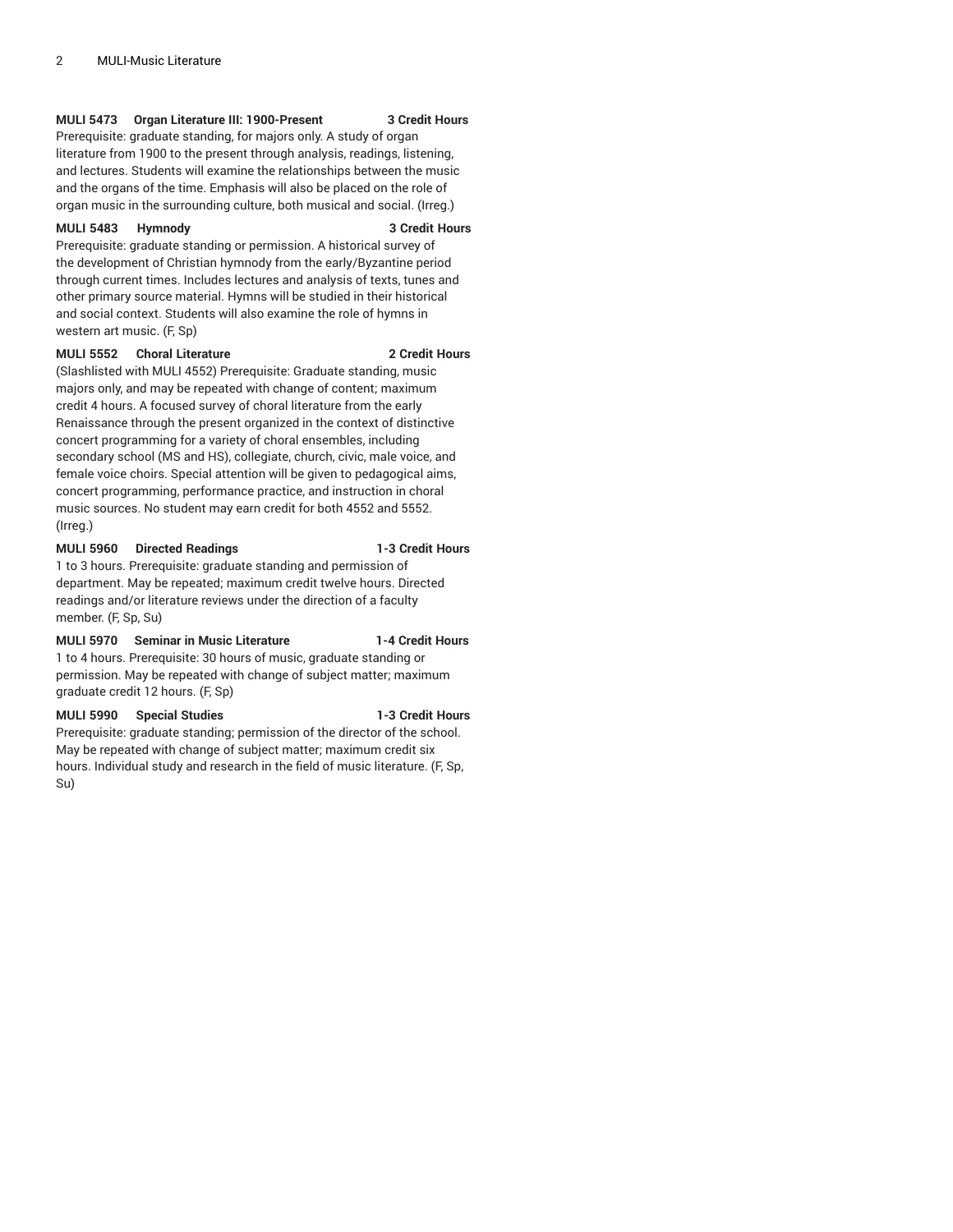**MULI 5473 Organ Literature III: 1900-Present 3 Credit Hours**
Prerequisite: graduate standing, for majors only. A study of organ literature from 1900 to the present through analysis, readings, listening, and lectures. Students will examine the relationships between the music and the organs of the time. Emphasis will also be placed on the role of organ music in the surrounding culture, both musical and social. (Irreg.)

**MULI 5483 Hymnody 3 Credit Hours**
Prerequisite: graduate standing or permission. A historical survey of the development of Christian hymnody from the early/Byzantine period through current times. Includes lectures and analysis of texts, tunes and other primary source material. Hymns will be studied in their historical and social context. Students will also examine the role of hymns in western art music. (F, Sp)

**MULI 5552 Choral Literature 2 Credit Hours**
(Slashlisted with MULI 4552) Prerequisite: Graduate standing, music majors only, and may be repeated with change of content; maximum credit 4 hours. A focused survey of choral literature from the early Renaissance through the present organized in the context of distinctive concert programming for a variety of choral ensembles, including secondary school (MS and HS), collegiate, church, civic, male voice, and female voice choirs. Special attention will be given to pedagogical aims, concert programming, performance practice, and instruction in choral music sources. No student may earn credit for both 4552 and 5552. (Irreg.)

**MULI 5960 Directed Readings 1-3 Credit Hours**
1 to 3 hours. Prerequisite: graduate standing and permission of department. May be repeated; maximum credit twelve hours. Directed readings and/or literature reviews under the direction of a faculty member. (F, Sp, Su)

**MULI 5970 Seminar in Music Literature 1-4 Credit Hours**
1 to 4 hours. Prerequisite: 30 hours of music, graduate standing or permission. May be repeated with change of subject matter; maximum graduate credit 12 hours. (F, Sp)

**MULI 5990 Special Studies 1-3 Credit Hours**
Prerequisite: graduate standing; permission of the director of the school. May be repeated with change of subject matter; maximum credit six hours. Individual study and research in the field of music literature. (F, Sp, Su)